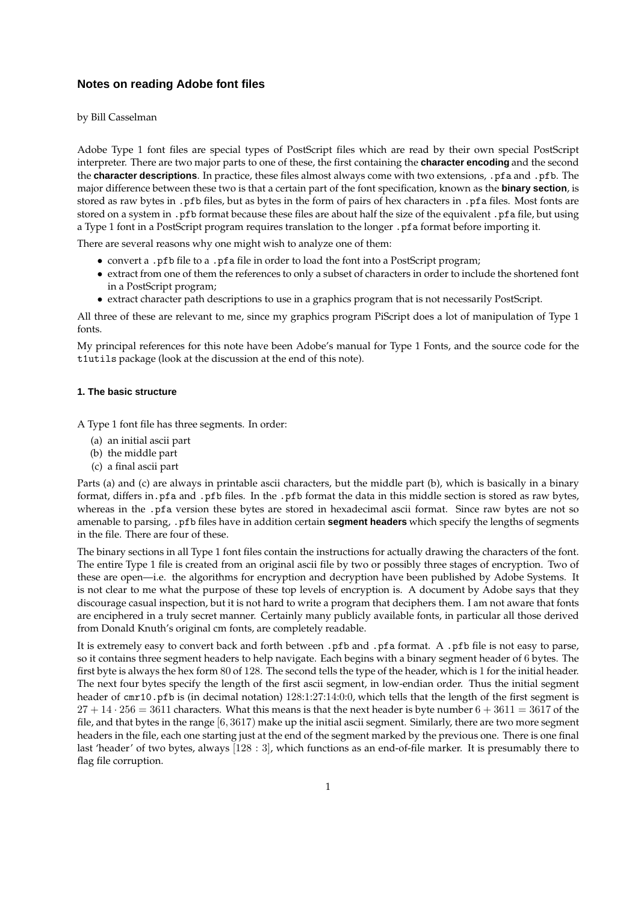# Notes on reading Adobe font files

by Bill Casselman

Adobe Type 1 font files are special types of PostScript files which are read by their own special PostScript interpreter. There are two major parts to one of these, the first containing the **character encoding** and the second the **character descriptions**. In practice, these files almost always come with two extensions, `.pfa` and `.pfb`. The major difference between these two is that a certain part of the font specification, known as the **binary section**, is stored as raw bytes in `.pfb` files, but as bytes in the form of pairs of hex characters in `.pfa` files. Most fonts are stored on a system in `.pfb` format because these files are about half the size of the equivalent `.pfa` file, but using a Type 1 font in a PostScript program requires translation to the longer `.pfa` format before importing it.

There are several reasons why one might wish to analyze one of them:

- convert a `.pfb` file to a `.pfa` file in order to load the font into a PostScript program;
- extract from one of them the references to only a subset of characters in order to include the shortened font in a PostScript program;
- extract character path descriptions to use in a graphics program that is not necessarily PostScript.

All three of these are relevant to me, since my graphics program PiScript does a lot of manipulation of Type 1 fonts.

My principal references for this note have been Adobe's manual for Type 1 Fonts, and the source code for the `t1utils` package (look at the discussion at the end of this note).

#### 1. The basic structure

A Type 1 font file has three segments. In order:

(a) an initial ascii part
(b) the middle part
(c) a final ascii part

Parts (a) and (c) are always in printable ascii characters, but the middle part (b), which is basically in a binary format, differs in `.pfa` and `.pfb` files. In the `.pfb` format the data in this middle section is stored as raw bytes, whereas in the `.pfa` version these bytes are stored in hexadecimal ascii format. Since raw bytes are not so amenable to parsing, `.pfb` files have in addition certain **segment headers** which specify the lengths of segments in the file. There are four of these.

The binary sections in all Type 1 font files contain the instructions for actually drawing the characters of the font. The entire Type 1 file is created from an original ascii file by two or possibly three stages of encryption. Two of these are open—i.e. the algorithms for encryption and decryption have been published by Adobe Systems. It is not clear to me what the purpose of these top levels of encryption is. A document by Adobe says that they discourage casual inspection, but it is not hard to write a program that deciphers them. I am not aware that fonts are enciphered in a truly secret manner. Certainly many publicly available fonts, in particular all those derived from Donald Knuth's original cm fonts, are completely readable.

It is extremely easy to convert back and forth between `.pfb` and `.pfa` format. A `.pfb` file is not easy to parse, so it contains three segment headers to help navigate. Each begins with a binary segment header of $6$ bytes. The first byte is always the hex form $80$ of $128$. The second tells the type of the header, which is $1$ for the initial header. The next four bytes specify the length of the first ascii segment, in low-endian order. Thus the initial segment header of `cmr10.pfb` is (in decimal notation) 128:1:27:14:0:0, which tells that the length of the first segment is $27 + 14 \cdot 256 = 3611$ characters. What this means is that the next header is byte number $6 + 3611 = 3617$ of the file, and that bytes in the range $[6, 3617)$ make up the initial ascii segment. Similarly, there are two more segment headers in the file, each one starting just at the end of the segment marked by the previous one. There is one final last 'header' of two bytes, always $[128 : 3]$, which functions as an end-of-file marker. It is presumably there to flag file corruption.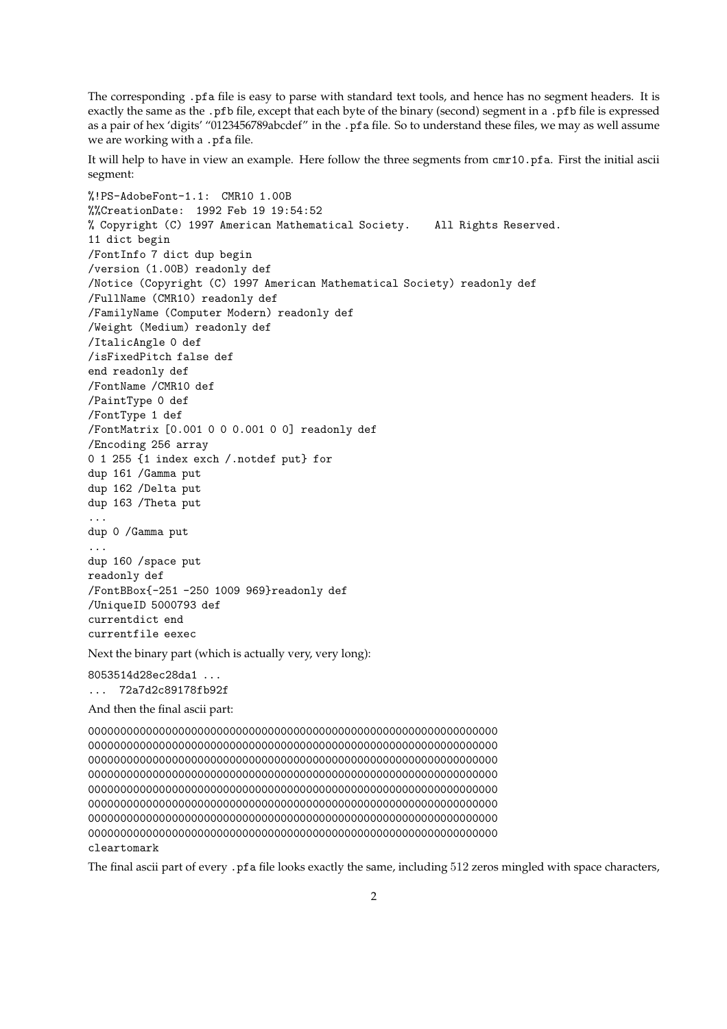The corresponding `.pfa` file is easy to parse with standard text tools, and hence has no segment headers. It is exactly the same as the `.pfb` file, except that each byte of the binary (second) segment in a `.pfb` file is expressed as a pair of hex 'digits' "0123456789abcdef" in the `.pfa` file. So to understand these files, we may as well assume we are working with a `.pfa` file.

It will help to have in view an example. Here follow the three segments from `cmr10.pfa`. First the initial ascii segment:

```
%!PS-AdobeFont-1.1: CMR10 1.00B
%%CreationDate: 1992 Feb 19 19:54:52
% Copyright (C) 1997 American Mathematical Society.    All Rights Reserved.
11 dict begin
/FontInfo 7 dict dup begin
/version (1.00B) readonly def
/Notice (Copyright (C) 1997 American Mathematical Society) readonly def
/FullName (CMR10) readonly def
/FamilyName (Computer Modern) readonly def
/Weight (Medium) readonly def
/ItalicAngle 0 def
/isFixedPitch false def
end readonly def
/FontName /CMR10 def
/PaintType 0 def
/FontType 1 def
/FontMatrix [0.001 0 0 0.001 0 0] readonly def
/Encoding 256 array
0 1 255 {1 index exch /.notdef put} for
dup 161 /Gamma put
dup 162 /Delta put
dup 163 /Theta put
...
dup 0 /Gamma put
...
dup 160 /space put
readonly def
/FontBBox{-251 -250 1009 969}readonly def
/UniqueID 5000793 def
currentdict end
currentfile eexec
```

Next the binary part (which is actually very, very long):

```
8053514d28ec28da1 ...
... 72a7d2c89178fb92f
```

And then the final ascii part:

```
0000000000000000000000000000000000000000000000000000000000000000
0000000000000000000000000000000000000000000000000000000000000000
0000000000000000000000000000000000000000000000000000000000000000
0000000000000000000000000000000000000000000000000000000000000000
0000000000000000000000000000000000000000000000000000000000000000
0000000000000000000000000000000000000000000000000000000000000000
0000000000000000000000000000000000000000000000000000000000000000
0000000000000000000000000000000000000000000000000000000000000000
cleartomark
```

The final ascii part of every `.pfa` file looks exactly the same, including 512 zeros mingled with space characters,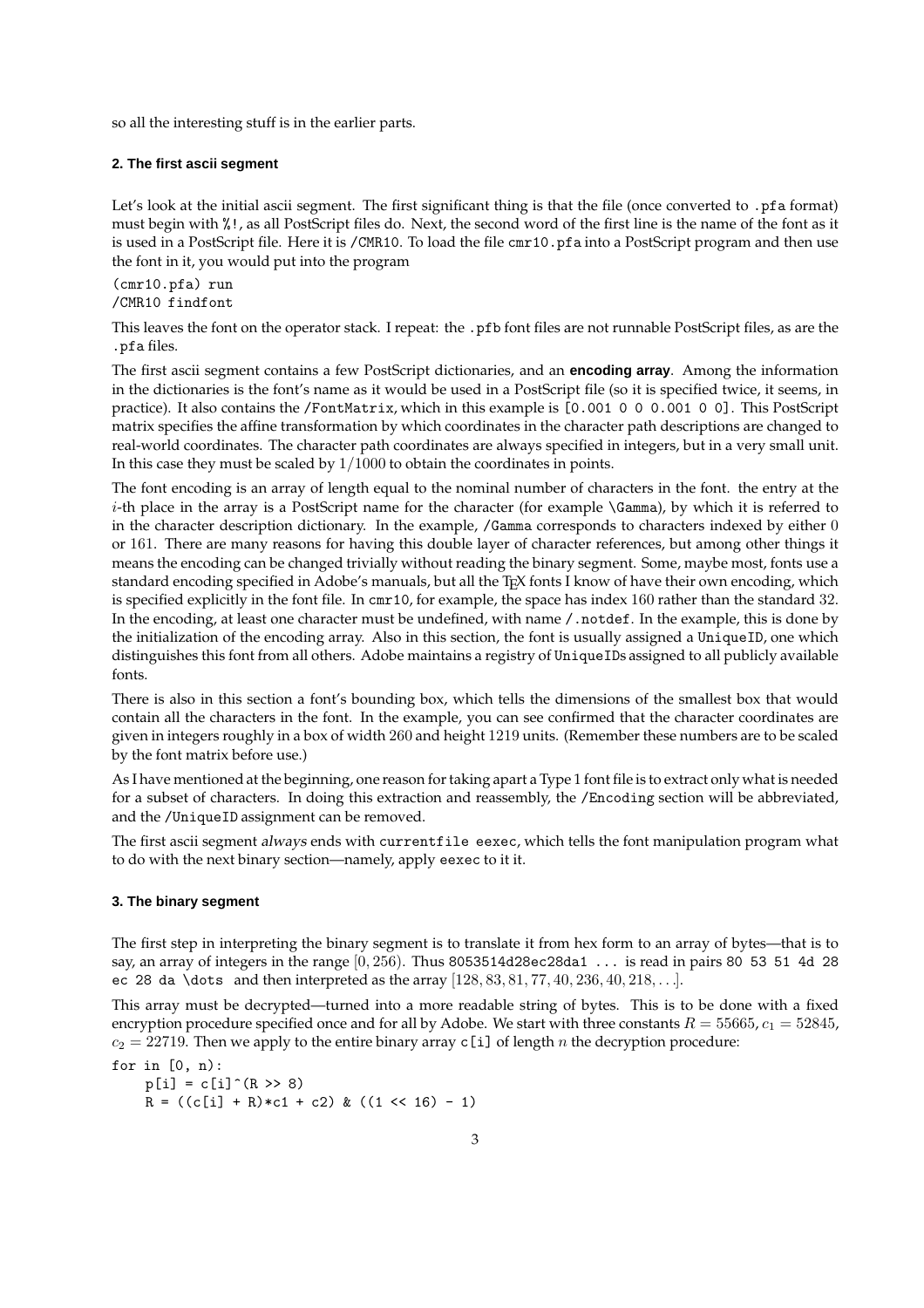so all the interesting stuff is in the earlier parts.

### 2. The first ascii segment

Let's look at the initial ascii segment. The first significant thing is that the file (once converted to `.pfa` format) must begin with `%!`, as all PostScript files do. Next, the second word of the first line is the name of the font as it is used in a PostScript file. Here it is `/CMR10`. To load the file `cmr10.pfa` into a PostScript program and then use the font in it, you would put into the program

```
(cmr10.pfa) run
/CMR10 findfont
```

This leaves the font on the operator stack. I repeat: the `.pfb` font files are not runnable PostScript files, as are the `.pfa` files.

The first ascii segment contains a few PostScript dictionaries, and an **encoding array**. Among the information in the dictionaries is the font's name as it would be used in a PostScript file (so it is specified twice, it seems, in practice). It also contains the `/FontMatrix`, which in this example is `[0.001 0 0 0.001 0 0]`. This PostScript matrix specifies the affine transformation by which coordinates in the character path descriptions are changed to real-world coordinates. The character path coordinates are always specified in integers, but in a very small unit. In this case they must be scaled by $1/1000$ to obtain the coordinates in points.

The font encoding is an array of length equal to the nominal number of characters in the font. the entry at the $i$-th place in the array is a PostScript name for the character (for example `\Gamma`), by which it is referred to in the character description dictionary. In the example, `/Gamma` corresponds to characters indexed by either $0$ or $161$. There are many reasons for having this double layer of character references, but among other things it means the encoding can be changed trivially without reading the binary segment. Some, maybe most, fonts use a standard encoding specified in Adobe's manuals, but all the TEX fonts I know of have their own encoding, which is specified explicitly in the font file. In `cmr10`, for example, the space has index $160$ rather than the standard $32$. In the encoding, at least one character must be undefined, with name `/.notdef`. In the example, this is done by the initialization of the encoding array. Also in this section, the font is usually assigned a `UniqueID`, one which distinguishes this font from all others. Adobe maintains a registry of `UniqueID`s assigned to all publicly available fonts.

There is also in this section a font's bounding box, which tells the dimensions of the smallest box that would contain all the characters in the font. In the example, you can see confirmed that the character coordinates are given in integers roughly in a box of width $260$ and height $1219$ units. (Remember these numbers are to be scaled by the font matrix before use.)

As I have mentioned at the beginning, one reason for taking apart a Type 1 font file is to extract only what is needed for a subset of characters. In doing this extraction and reassembly, the `/Encoding` section will be abbreviated, and the `/UniqueID` assignment can be removed.

The first ascii segment *always* ends with `currentfile eexec`, which tells the font manipulation program what to do with the next binary section—namely, apply `eexec` to it it.

### 3. The binary segment

The first step in interpreting the binary segment is to translate it from hex form to an array of bytes—that is to say, an array of integers in the range $[0, 256)$. Thus `8053514d28ec28da1 ...` is read in pairs `80 53 51 4d 28 ec 28 da \dots` and then interpreted as the array $[128, 83, 81, 77, 40, 236, 40, 218, \ldots]$.

This array must be decrypted—turned into a more readable string of bytes. This is to be done with a fixed encryption procedure specified once and for all by Adobe. We start with three constants $R = 55665$, $c_1 = 52845$, $c_2 = 22719$. Then we apply to the entire binary array `c[i]` of length $n$ the decryption procedure:

```
for in [0, n):
    p[i] = c[i]^(R >> 8)
    R = ((c[i] + R)*c1 + c2) & ((1 << 16) - 1)
```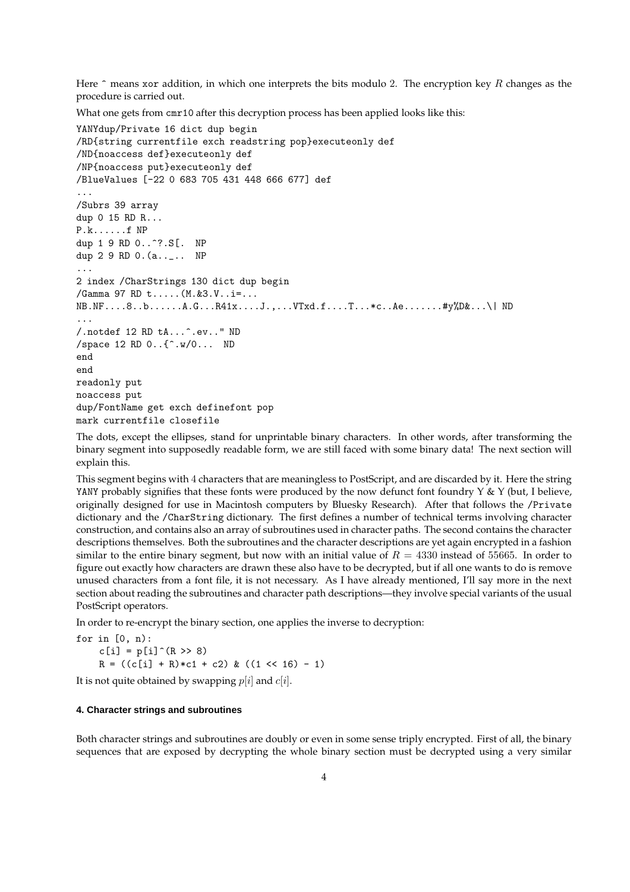Here ^ means xor addition, in which one interprets the bits modulo 2. The encryption key $R$ changes as the procedure is carried out.

What one gets from cmr10 after this decryption process has been applied looks like this:

```
YANYdup/Private 16 dict dup begin
/RD{string currentfile exch readstring pop}executeonly def
/ND{noaccess def}executeonly def
/NP{noaccess put}executeonly def
/BlueValues [-22 0 683 705 431 448 666 677] def
...
/Subrs 39 array
dup 0 15 RD R...
P.k......f NP
dup 1 9 RD 0..^?.S[.  NP
dup 2 9 RD 0.(a.._..  NP
...
2 index /CharStrings 130 dict dup begin
/Gamma 97 RD t.....(M.&3.V..i=...
NB.NF....8..b......A.G...R41x....J.,...VTxd.f....T...*c..Ae.......#y%D&...\| ND
...
/.notdef 12 RD tA...^.ev.." ND
/space 12 RD 0..{^.w/0...  ND
end
end
readonly put
noaccess put
dup/FontName get exch definefont pop
mark currentfile closefile
```

The dots, except the ellipses, stand for unprintable binary characters. In other words, after transforming the binary segment into supposedly readable form, we are still faced with some binary data! The next section will explain this.

This segment begins with 4 characters that are meaningless to PostScript, and are discarded by it. Here the string YANY probably signifies that these fonts were produced by the now defunct font foundry Y & Y (but, I believe, originally designed for use in Macintosh computers by Bluesky Research). After that follows the /Private dictionary and the /CharString dictionary. The first defines a number of technical terms involving character construction, and contains also an array of subroutines used in character paths. The second contains the character descriptions themselves. Both the subroutines and the character descriptions are yet again encrypted in a fashion similar to the entire binary segment, but now with an initial value of $R = 4330$ instead of 55665. In order to figure out exactly how characters are drawn these also have to be decrypted, but if all one wants to do is remove unused characters from a font file, it is not necessary. As I have already mentioned, I'll say more in the next section about reading the subroutines and character path descriptions—they involve special variants of the usual PostScript operators.

In order to re-encrypt the binary section, one applies the inverse to decryption:

```
for in [0, n):
    c[i] = p[i]^(R >> 8)
    R = ((c[i] + R)*c1 + c2) & ((1 << 16) - 1)
```

It is not quite obtained by swapping $p[i]$ and $c[i]$.

#### 4. Character strings and subroutines

Both character strings and subroutines are doubly or even in some sense triply encrypted. First of all, the binary sequences that are exposed by decrypting the whole binary section must be decrypted using a very similar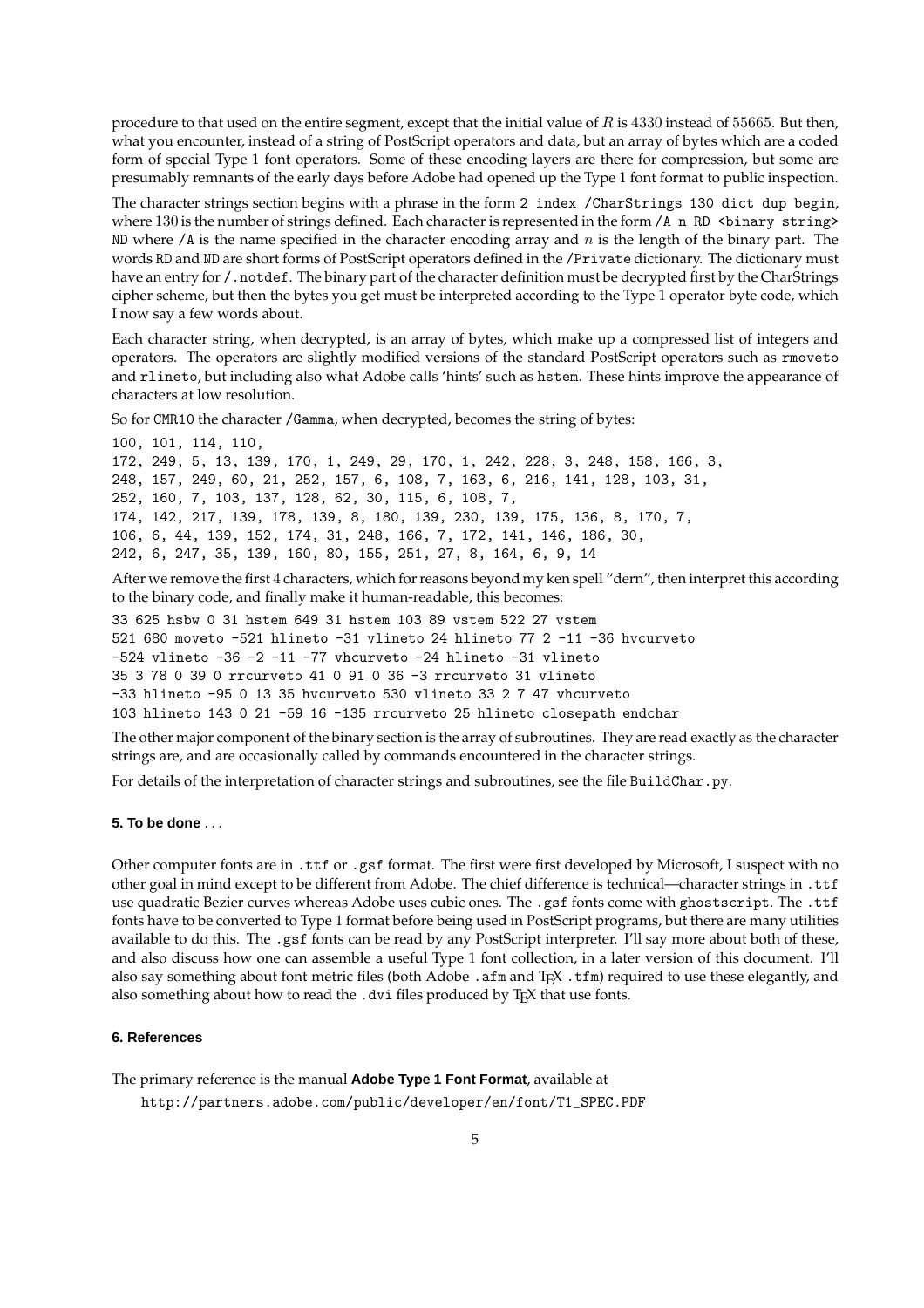procedure to that used on the entire segment, except that the initial value of $R$ is $4330$ instead of $55665$. But then, what you encounter, instead of a string of PostScript operators and data, but an array of bytes which are a coded form of special Type 1 font operators. Some of these encoding layers are there for compression, but some are presumably remnants of the early days before Adobe had opened up the Type 1 font format to public inspection.

The character strings section begins with a phrase in the form `2 index /CharStrings 130 dict dup begin`, where $130$ is the number of strings defined. Each character is represented in the form `/A n RD <binary string> ND` where `/A` is the name specified in the character encoding array and $n$ is the length of the binary part. The words `RD` and `ND` are short forms of PostScript operators defined in the `/Private` dictionary. The dictionary must have an entry for `/.notdef`. The binary part of the character definition must be decrypted first by the CharStrings cipher scheme, but then the bytes you get must be interpreted according to the Type 1 operator byte code, which I now say a few words about.

Each character string, when decrypted, is an array of bytes, which make up a compressed list of integers and operators. The operators are slightly modified versions of the standard PostScript operators such as `rmoveto` and `rlineto`, but including also what Adobe calls 'hints' such as `hstem`. These hints improve the appearance of characters at low resolution.

So for `CMR10` the character `/Gamma`, when decrypted, becomes the string of bytes:

```
100, 101, 114, 110,
172, 249, 5, 13, 139, 170, 1, 249, 29, 170, 1, 242, 228, 3, 248, 158, 166, 3,
248, 157, 249, 60, 21, 252, 157, 6, 108, 7, 163, 6, 216, 141, 128, 103, 31,
252, 160, 7, 103, 137, 128, 62, 30, 115, 6, 108, 7,
174, 142, 217, 139, 178, 139, 8, 180, 139, 230, 139, 175, 136, 8, 170, 7,
106, 6, 44, 139, 152, 174, 31, 248, 166, 7, 172, 141, 146, 186, 30,
242, 6, 247, 35, 139, 160, 80, 155, 251, 27, 8, 164, 6, 9, 14
```

After we remove the first $4$ characters, which for reasons beyond my ken spell "dern", then interpret this according to the binary code, and finally make it human-readable, this becomes:

```
33 625 hsbw 0 31 hstem 649 31 hstem 103 89 vstem 522 27 vstem
521 680 moveto -521 hlineto -31 vlineto 24 hlineto 77 2 -11 -36 hvcurveto
-524 vlineto -36 -2 -11 -77 vhcurveto -24 hlineto -31 vlineto
35 3 78 0 39 0 rrcurveto 41 0 91 0 36 -3 rrcurveto 31 vlineto
-33 hlineto -95 0 13 35 hvcurveto 530 vlineto 33 2 7 47 vhcurveto
103 hlineto 143 0 21 -59 16 -135 rrcurveto 25 hlineto closepath endchar
```

The other major component of the binary section is the array of subroutines. They are read exactly as the character strings are, and are occasionally called by commands encountered in the character strings.

For details of the interpretation of character strings and subroutines, see the file `BuildChar.py`.

## 5. To be done . . .

Other computer fonts are in `.ttf` or `.gsf` format. The first were first developed by Microsoft, I suspect with no other goal in mind except to be different from Adobe. The chief difference is technical—character strings in `.ttf` use quadratic Bezier curves whereas Adobe uses cubic ones. The `.gsf` fonts come with `ghostscript`. The `.ttf` fonts have to be converted to Type 1 format before being used in PostScript programs, but there are many utilities available to do this. The `.gsf` fonts can be read by any PostScript interpreter. I'll say more about both of these, and also discuss how one can assemble a useful Type 1 font collection, in a later version of this document. I'll also say something about font metric files (both Adobe `.afm` and TEX `.tfm`) required to use these elegantly, and also something about how to read the `.dvi` files produced by TEX that use fonts.

## 6. References

The primary reference is the manual **Adobe Type 1 Font Format**, available at

`http://partners.adobe.com/public/developer/en/font/T1_SPEC.PDF`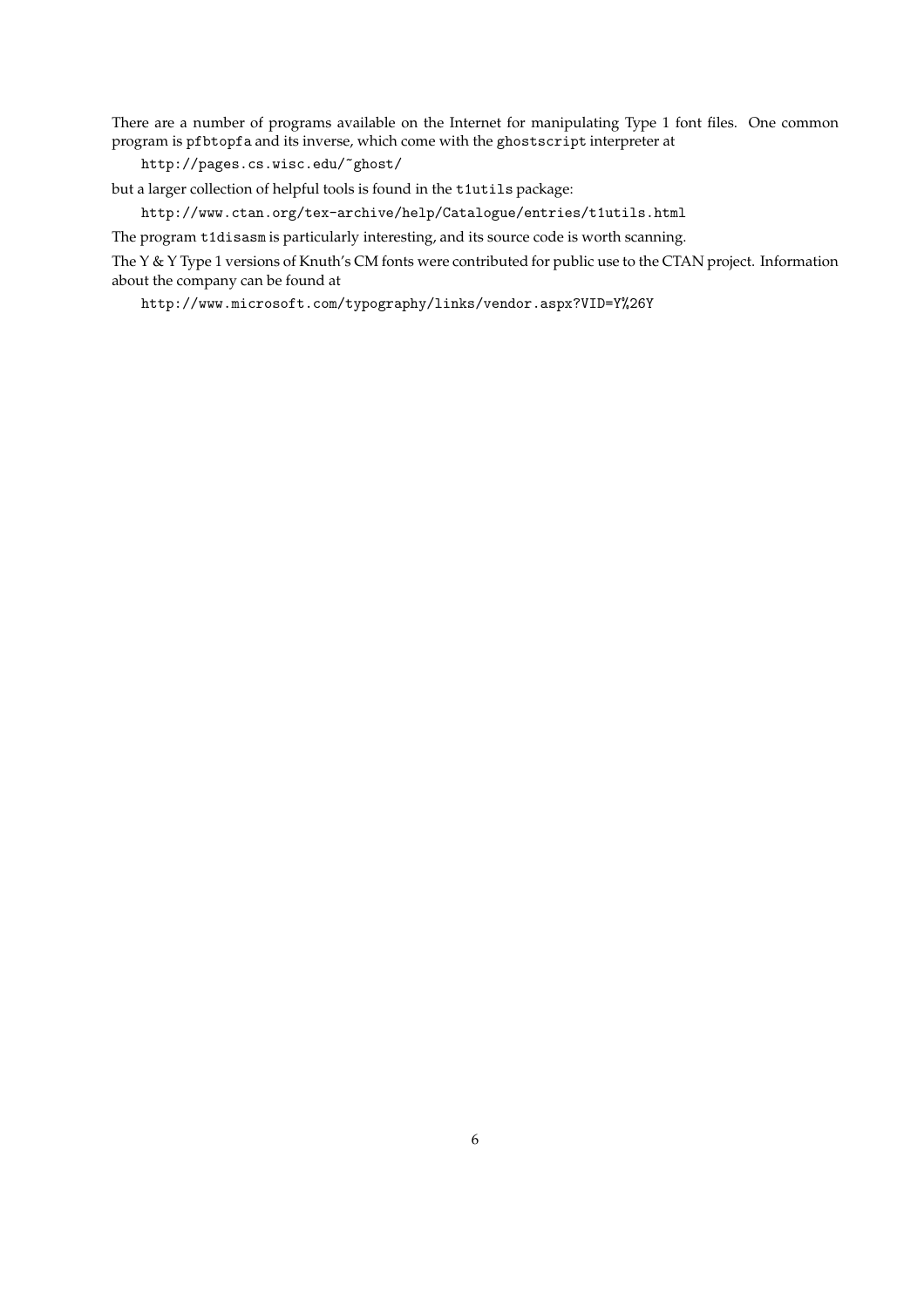There are a number of programs available on the Internet for manipulating Type 1 font files. One common program is `pfbtopfa` and its inverse, which come with the `ghostscript` interpreter at

`http://pages.cs.wisc.edu/~ghost/`

but a larger collection of helpful tools is found in the `t1utils` package:

`http://www.ctan.org/tex-archive/help/Catalogue/entries/t1utils.html`

The program `t1disasm` is particularly interesting, and its source code is worth scanning.

The Y & Y Type 1 versions of Knuth's CM fonts were contributed for public use to the CTAN project. Information about the company can be found at

`http://www.microsoft.com/typography/links/vendor.aspx?VID=Y%26Y`